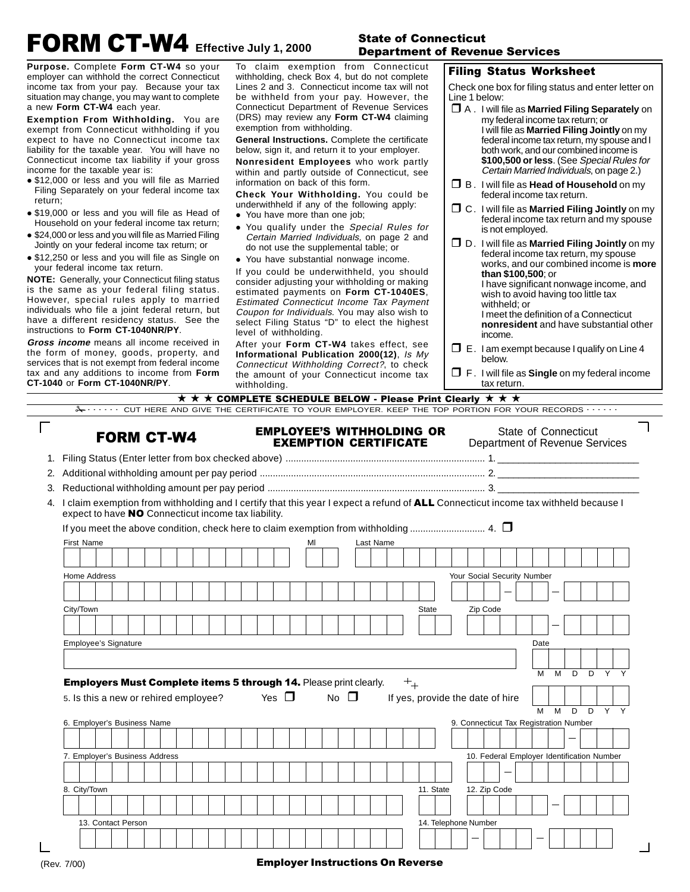# FORM CT-W4 Effective July 1, 2000

## State of Connecticut Department of Revenue Services

**Purpose.** Complete **Form CT-W4** so your employer can withhold the correct Connecticut income tax from your pay. Because your tax situation may change, you may want to complete a new **Form CT-W4** each year.

**Exemption From Withholding.** You are exempt from Connecticut withholding if you expect to have no Connecticut income tax liability for the taxable year. You will have no Connecticut income tax liability if your gross income for the taxable year is:

- $12,000 or less and you will file as Married Filing Separately on your federal income tax return;
- $19,000 or less and you will file as Head of Household on your federal income tax return;
- $24,000 or less and you will file as Married Filing Jointly on your federal income tax return; or
- $12,250 or less and you will file as Single on your federal income tax return.

**NOTE:** Generally, your Connecticut filing status is the same as your federal filing status. However, special rules apply to married individuals who file a joint federal return, but have a different residency status. See the instructions to **Form CT-1040NR/PY**.

***Gross income*** means all income received in the form of money, goods, property, and services that is not exempt from federal income tax and any additions to income from **Form CT-1040** or **Form CT-1040NR/PY**.

To claim exemption from Connecticut withholding, check Box 4, but do not complete Lines 2 and 3. Connecticut income tax will not be withheld from your pay. However, the Connecticut Department of Revenue Services (DRS) may review any **Form CT-W4** claiming exemption from withholding.

**General Instructions.** Complete the certificate below, sign it, and return it to your employer.

**Nonresident Employees** who work partly within and partly outside of Connecticut, see information on back of this form.

**Check Your Withholding.** You could be underwithheld if any of the following apply:

- You have more than one job;
- You qualify under the *Special Rules for Certain Married Individuals,* on page 2 and do not use the supplemental table; or
- You have substantial nonwage income.

If you could be underwithheld, you should consider adjusting your withholding or making estimated payments on **Form CT-1040ES**, *Estimated Connecticut Income Tax Payment Coupon for Individuals.* You may also wish to select Filing Status "D" to elect the highest level of withholding.

After your **Form CT-W4** takes effect, see **Informational Publication 2000(12)**, *Is My Connecticut Withholding Correct?*, to check the amount of your Connecticut income tax withholding.

### Filing Status Worksheet

Check one box for filing status and enter letter on Line 1 below:

- ☐ A. I will file as **Married Filing Separately** on my federal income tax return; or I will file as **Married Filing Jointly** on my federal income tax return, my spouse and I both work, and our combined income is **$100,500 or less**. (See *Special Rules for Certain Married Individuals*, on page 2.)
- ☐ B. I will file as **Head of Household** on my federal income tax return.
- ☐ C. I will file as **Married Filing Jointly** on my federal income tax return and my spouse is not employed.
- ☐ D. I will file as **Married Filing Jointly** on my federal income tax return, my spouse works, and our combined income is **more than $100,500**; or I have significant nonwage income, and wish to avoid having too little tax withheld; or I meet the definition of a Connecticut **nonresident** and have substantial other income.
- ☐ E. I am exempt because I qualify on Line 4 below.
- ☐ F. I will file as **Single** on my federal income tax return.

★ ★ ★ **COMPLETE SCHEDULE BELOW - Please Print Clearly** ★ ★ ★

✂ · · · · · · CUT HERE AND GIVE THE CERTIFICATE TO YOUR EMPLOYER. KEEP THE TOP PORTION FOR YOUR RECORDS · · · · · ·

## FORM CT-W4 — EMPLOYEE'S WITHHOLDING OR EXEMPTION CERTIFICATE

State of Connecticut Department of Revenue Services

1. Filing Status (Enter letter from box checked above) .......... 1. __________
2. Additional withholding amount per pay period .......... 2. __________
3. Reductional withholding amount per pay period .......... 3. __________
4. I claim exemption from withholding and I certify that this year I expect a refund of **ALL** Connecticut income tax withheld because I expect to have **NO** Connecticut income tax liability.

   If you meet the above condition, check here to claim exemption from withholding .......... 4. ☐

First Name ______ MI ______ Last Name ______

Home Address ______ Your Social Security Number ___ – __ – ____

City/Town ______ State ______ Zip Code _____ – ____

Employee's Signature ______ Date MM DD YY

**Employers Must Complete items 5 through 14.** Please print clearly.

5. Is this a new or rehired employee? Yes ☐ No ☐ If yes, provide the date of hire MM DD YY

6. Employer's Business Name ______
9. Connecticut Tax Registration Number ______ – ___

7. Employer's Business Address ______
10. Federal Employer Identification Number __ – _______

8. City/Town ______
11. State ______
12. Zip Code _____ – ____

13. Contact Person ______
14. Telephone Number ___ – ___ – ____

(Rev. 7/00)

**Employer Instructions On Reverse**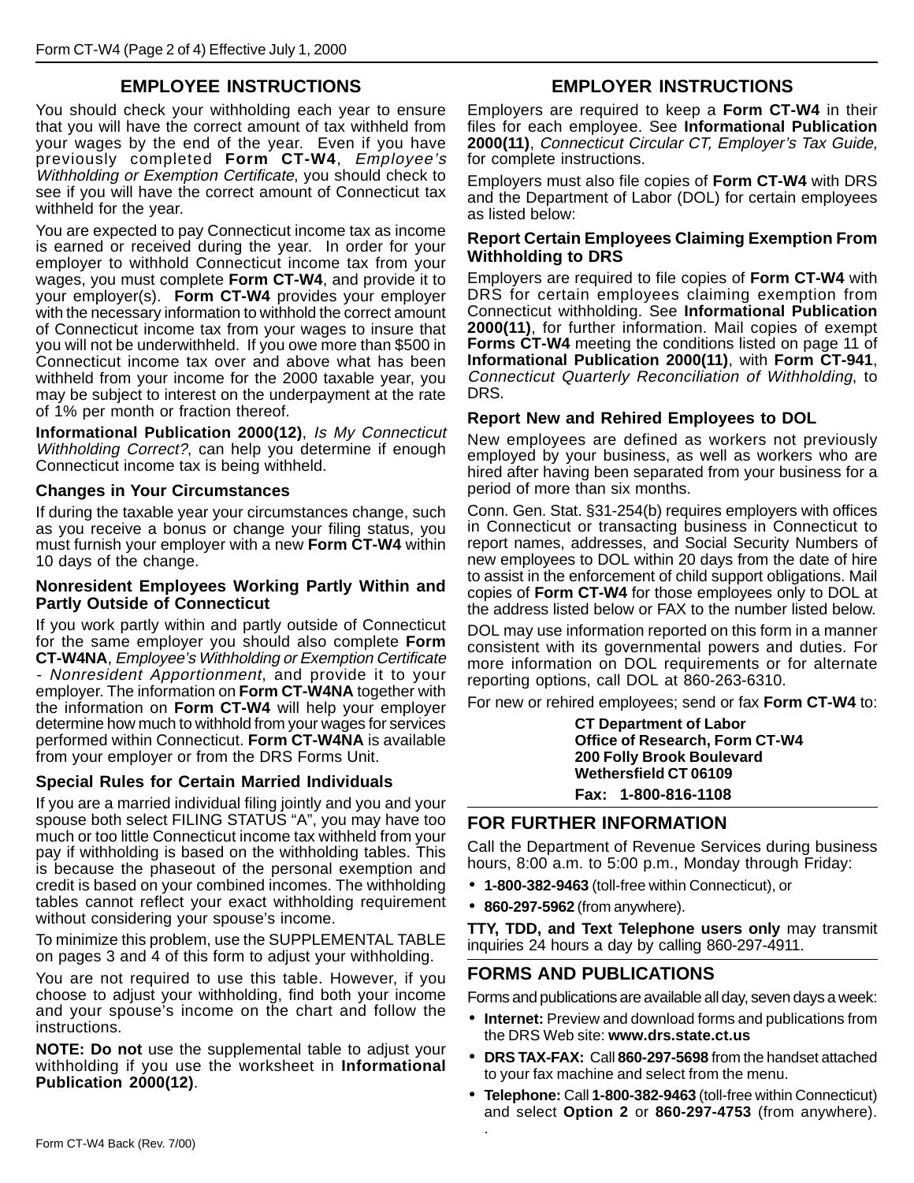## EMPLOYEE INSTRUCTIONS

You should check your withholding each year to ensure that you will have the correct amount of tax withheld from your wages by the end of the year. Even if you have previously completed **Form CT-W4**, *Employee's Withholding or Exemption Certificate*, you should check to see if you will have the correct amount of Connecticut tax withheld for the year.

You are expected to pay Connecticut income tax as income is earned or received during the year. In order for your employer to withhold Connecticut income tax from your wages, you must complete **Form CT-W4**, and provide it to your employer(s). **Form CT-W4** provides your employer with the necessary information to withhold the correct amount of Connecticut income tax from your wages to insure that you will not be underwithheld. If you owe more than $500 in Connecticut income tax over and above what has been withheld from your income for the 2000 taxable year, you may be subject to interest on the underpayment at the rate of 1% per month or fraction thereof.

**Informational Publication 2000(12)**, *Is My Connecticut Withholding Correct?*, can help you determine if enough Connecticut income tax is being withheld.

### Changes in Your Circumstances

If during the taxable year your circumstances change, such as you receive a bonus or change your filing status, you must furnish your employer with a new **Form CT-W4** within 10 days of the change.

### Nonresident Employees Working Partly Within and Partly Outside of Connecticut

If you work partly within and partly outside of Connecticut for the same employer you should also complete **Form CT-W4NA**, *Employee's Withholding or Exemption Certificate - Nonresident Apportionment*, and provide it to your employer. The information on **Form CT-W4NA** together with the information on **Form CT-W4** will help your employer determine how much to withhold from your wages for services performed within Connecticut. **Form CT-W4NA** is available from your employer or from the DRS Forms Unit.

### Special Rules for Certain Married Individuals

If you are a married individual filing jointly and you and your spouse both select FILING STATUS "A", you may have too much or too little Connecticut income tax withheld from your pay if withholding is based on the withholding tables. This is because the phaseout of the personal exemption and credit is based on your combined incomes. The withholding tables cannot reflect your exact withholding requirement without considering your spouse's income.

To minimize this problem, use the SUPPLEMENTAL TABLE on pages 3 and 4 of this form to adjust your withholding.

You are not required to use this table. However, if you choose to adjust your withholding, find both your income and your spouse's income on the chart and follow the instructions.

**NOTE: Do not** use the supplemental table to adjust your withholding if you use the worksheet in **Informational Publication 2000(12)**.

## EMPLOYER INSTRUCTIONS

Employers are required to keep a **Form CT-W4** in their files for each employee. See **Informational Publication 2000(11)**, *Connecticut Circular CT, Employer's Tax Guide,* for complete instructions.

Employers must also file copies of **Form CT-W4** with DRS and the Department of Labor (DOL) for certain employees as listed below:

### Report Certain Employees Claiming Exemption From Withholding to DRS

Employers are required to file copies of **Form CT-W4** with DRS for certain employees claiming exemption from Connecticut withholding. See **Informational Publication 2000(11)**, for further information. Mail copies of exempt **Forms CT-W4** meeting the conditions listed on page 11 of **Informational Publication 2000(11)**, with **Form CT-941**, *Connecticut Quarterly Reconciliation of Withholding*, to DRS.

### Report New and Rehired Employees to DOL

New employees are defined as workers not previously employed by your business, as well as workers who are hired after having been separated from your business for a period of more than six months.

Conn. Gen. Stat. §31-254(b) requires employers with offices in Connecticut or transacting business in Connecticut to report names, addresses, and Social Security Numbers of new employees to DOL within 20 days from the date of hire to assist in the enforcement of child support obligations. Mail copies of **Form CT-W4** for those employees only to DOL at the address listed below or FAX to the number listed below.

DOL may use information reported on this form in a manner consistent with its governmental powers and duties. For more information on DOL requirements or for alternate reporting options, call DOL at 860-263-6310.

For new or rehired employees; send or fax **Form CT-W4** to:

**CT Department of Labor**
**Office of Research, Form CT-W4**
**200 Folly Brook Boulevard**
**Wethersfield CT 06109**
**Fax: 1-800-816-1108**

## FOR FURTHER INFORMATION

Call the Department of Revenue Services during business hours, 8:00 a.m. to 5:00 p.m., Monday through Friday:

- **1-800-382-9463** (toll-free within Connecticut), or
- **860-297-5962** (from anywhere).

**TTY, TDD, and Text Telephone users only** may transmit inquiries 24 hours a day by calling 860-297-4911.

## FORMS AND PUBLICATIONS

Forms and publications are available all day, seven days a week:

- **Internet:** Preview and download forms and publications from the DRS Web site: **www.drs.state.ct.us**
- **DRS TAX-FAX:** Call **860-297-5698** from the handset attached to your fax machine and select from the menu.
- **Telephone:** Call **1-800-382-9463** (toll-free within Connecticut) and select **Option 2** or **860-297-4753** (from anywhere).

Form CT-W4 Back (Rev. 7/00)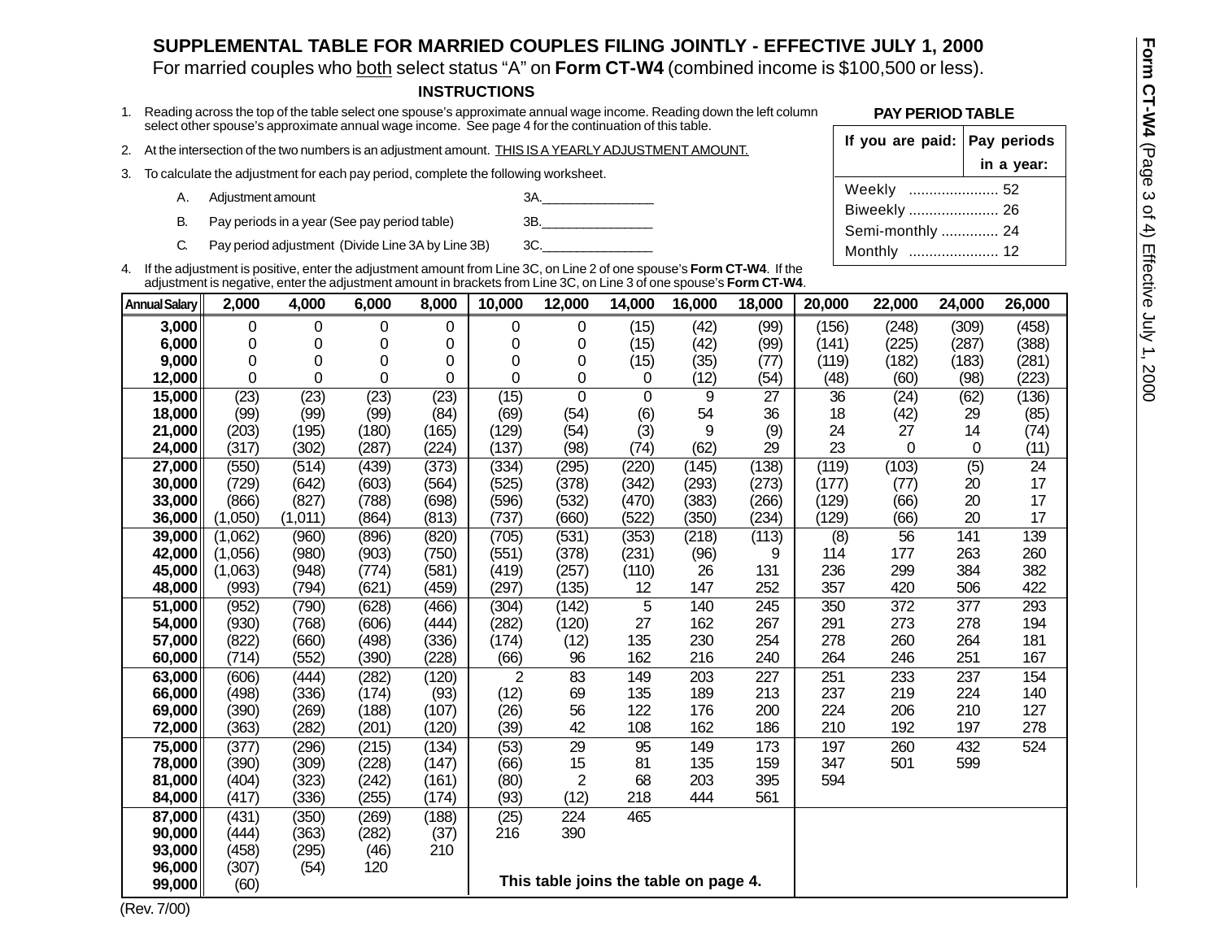# SUPPLEMENTAL TABLE FOR MARRIED COUPLES FILING JOINTLY - EFFECTIVE JULY 1, 2000

For married couples who both select status "A" on **Form CT-W4** (combined income is $100,500 or less).

### INSTRUCTIONS

1. Reading across the top of the table select one spouse's approximate annual wage income. Reading down the left column select other spouse's approximate annual wage income. See page 4 for the continuation of this table.
2. At the intersection of the two numbers is an adjustment amount. THIS IS A YEARLY ADJUSTMENT AMOUNT.
3. To calculate the adjustment for each pay period, complete the following worksheet.
   - A. Adjustment amount 3A.________________
   - B. Pay periods in a year (See pay period table) 3B.________________
   - C. Pay period adjustment (Divide Line 3A by Line 3B) 3C.________________
4. If the adjustment is positive, enter the adjustment amount from Line 3C, on Line 2 of one spouse's **Form CT-W4**. If the adjustment is negative, enter the adjustment amount in brackets from Line 3C, on Line 3 of one spouse's **Form CT-W4**.

**PAY PERIOD TABLE**

| If you are paid: | Pay periods in a year: |
|---|---|
| Weekly | 52 |
| Biweekly | 26 |
| Semi-monthly | 24 |
| Monthly | 12 |

| Annual Salary | 2,000 | 4,000 | 6,000 | 8,000 | 10,000 | 12,000 | 14,000 | 16,000 | 18,000 | 20,000 | 22,000 | 24,000 | 26,000 |
|---|---|---|---|---|---|---|---|---|---|---|---|---|---|
| **3,000** | 0 | 0 | 0 | 0 | 0 | 0 | (15) | (42) | (99) | (156) | (248) | (309) | (458) |
| **6,000** | 0 | 0 | 0 | 0 | 0 | 0 | (15) | (42) | (99) | (141) | (225) | (287) | (388) |
| **9,000** | 0 | 0 | 0 | 0 | 0 | 0 | (15) | (35) | (77) | (119) | (182) | (183) | (281) |
| **12,000** | 0 | 0 | 0 | 0 | 0 | 0 | 0 | (12) | (54) | (48) | (60) | (98) | (223) |
| **15,000** | (23) | (23) | (23) | (23) | (15) | 0 | 0 | 9 | 27 | 36 | (24) | (62) | (136) |
| **18,000** | (99) | (99) | (99) | (84) | (69) | (54) | (6) | 54 | 36 | 18 | (42) | 29 | (85) |
| **21,000** | (203) | (195) | (180) | (165) | (129) | (54) | (3) | 9 | (9) | 24 | 27 | 14 | (74) |
| **24,000** | (317) | (302) | (287) | (224) | (137) | (98) | (74) | (62) | 29 | 23 | 0 | 0 | (11) |
| **27,000** | (550) | (514) | (439) | (373) | (334) | (295) | (220) | (145) | (138) | (119) | (103) | (5) | 24 |
| **30,000** | (729) | (642) | (603) | (564) | (525) | (378) | (342) | (293) | (273) | (177) | (77) | 20 | 17 |
| **33,000** | (866) | (827) | (788) | (698) | (596) | (532) | (470) | (383) | (266) | (129) | (66) | 20 | 17 |
| **36,000** | (1,050) | (1,011) | (864) | (813) | (737) | (660) | (522) | (350) | (234) | (129) | (66) | 20 | 17 |
| **39,000** | (1,062) | (960) | (896) | (820) | (705) | (531) | (353) | (218) | (113) | (8) | 56 | 141 | 139 |
| **42,000** | (1,056) | (980) | (903) | (750) | (551) | (378) | (231) | (96) | 9 | 114 | 177 | 263 | 260 |
| **45,000** | (1,063) | (948) | (774) | (581) | (419) | (257) | (110) | 26 | 131 | 236 | 299 | 384 | 382 |
| **48,000** | (993) | (794) | (621) | (459) | (297) | (135) | 12 | 147 | 252 | 357 | 420 | 506 | 422 |
| **51,000** | (952) | (790) | (628) | (466) | (304) | (142) | 5 | 140 | 245 | 350 | 372 | 377 | 293 |
| **54,000** | (930) | (768) | (606) | (444) | (282) | (120) | 27 | 162 | 267 | 291 | 273 | 278 | 194 |
| **57,000** | (822) | (660) | (498) | (336) | (174) | (12) | 135 | 230 | 254 | 278 | 260 | 264 | 181 |
| **60,000** | (714) | (552) | (390) | (228) | (66) | 96 | 162 | 216 | 240 | 264 | 246 | 251 | 167 |
| **63,000** | (606) | (444) | (282) | (120) | 2 | 83 | 149 | 203 | 227 | 251 | 233 | 237 | 154 |
| **66,000** | (498) | (336) | (174) | (93) | (12) | 69 | 135 | 189 | 213 | 237 | 219 | 224 | 140 |
| **69,000** | (390) | (269) | (188) | (107) | (26) | 56 | 122 | 176 | 200 | 224 | 206 | 210 | 127 |
| **72,000** | (363) | (282) | (201) | (120) | (39) | 42 | 108 | 162 | 186 | 210 | 192 | 197 | 278 |
| **75,000** | (377) | (296) | (215) | (134) | (53) | 29 | 95 | 149 | 173 | 197 | 260 | 432 | 524 |
| **78,000** | (390) | (309) | (228) | (147) | (66) | 15 | 81 | 135 | 159 | 347 | 501 | 599 | |
| **81,000** | (404) | (323) | (242) | (161) | (80) | 2 | 68 | 203 | 395 | 594 | | | |
| **84,000** | (417) | (336) | (255) | (174) | (93) | (12) | 218 | 444 | 561 | | | | |
| **87,000** | (431) | (350) | (269) | (188) | (25) | 224 | 465 | | | | | | |
| **90,000** | (444) | (363) | (282) | (37) | 216 | 390 | | | | | | | |
| **93,000** | (458) | (295) | (46) | 210 | | | | | | | | | |
| **96,000** | (307) | (54) | 120 | | | | | | | | | | |
| **99,000** | (60) | | | | | | | | | | | | |

**This table joins the table on page 4.**

(Rev. 7/00)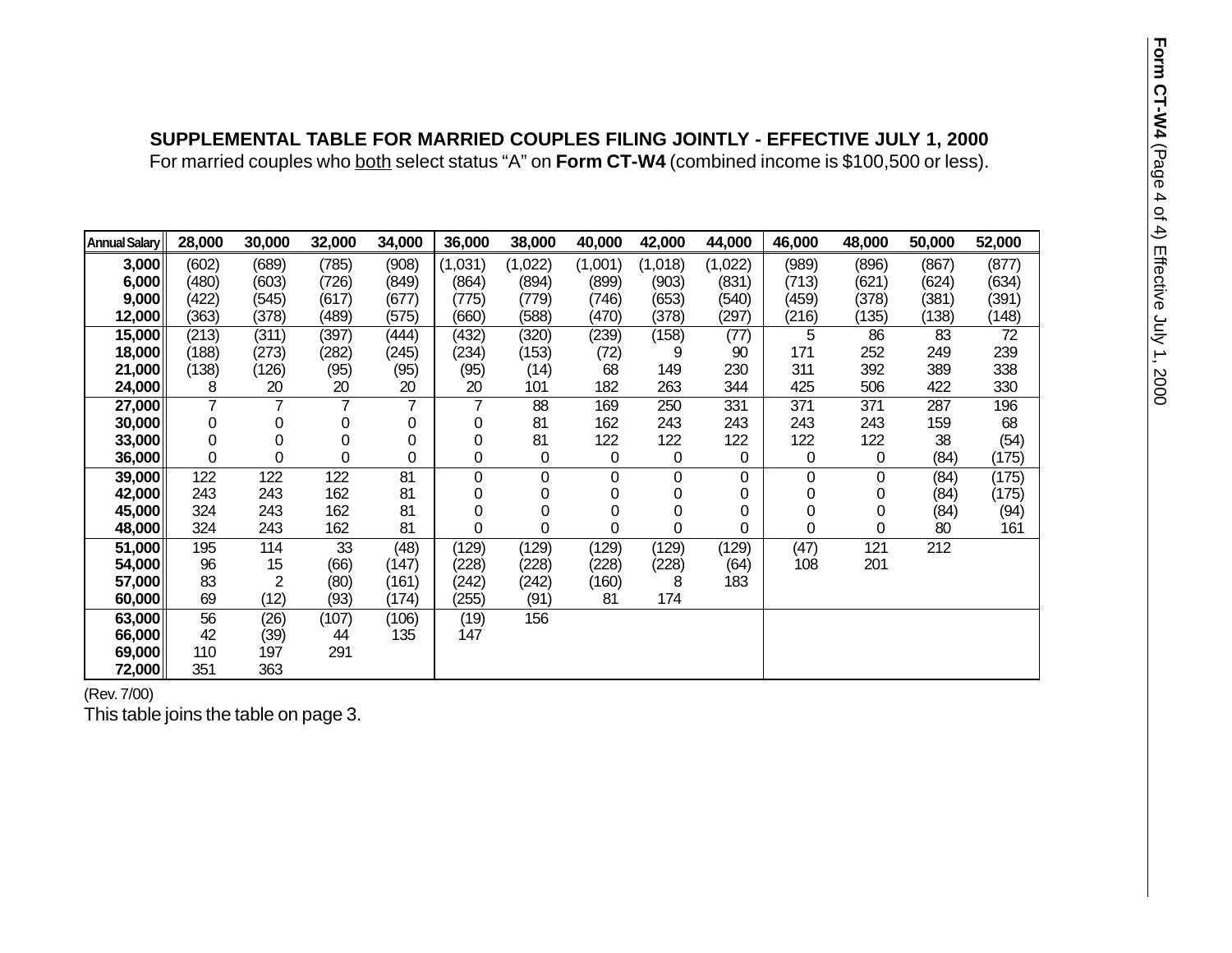## SUPPLEMENTAL TABLE FOR MARRIED COUPLES FILING JOINTLY - EFFECTIVE JULY 1, 2000

For married couples who both select status "A" on **Form CT-W4** (combined income is $100,500 or less).

| Annual Salary | 28,000 | 30,000 | 32,000 | 34,000 | 36,000 | 38,000 | 40,000 | 42,000 | 44,000 | 46,000 | 48,000 | 50,000 | 52,000 |
|---|---|---|---|---|---|---|---|---|---|---|---|---|---|
| **3,000** | (602) | (689) | (785) | (908) | (1,031) | (1,022) | (1,001) | (1,018) | (1,022) | (989) | (896) | (867) | (877) |
| **6,000** | (480) | (603) | (726) | (849) | (864) | (894) | (899) | (903) | (831) | (713) | (621) | (624) | (634) |
| **9,000** | (422) | (545) | (617) | (677) | (775) | (779) | (746) | (653) | (540) | (459) | (378) | (381) | (391) |
| **12,000** | (363) | (378) | (489) | (575) | (660) | (588) | (470) | (378) | (297) | (216) | (135) | (138) | (148) |
| **15,000** | (213) | (311) | (397) | (444) | (432) | (320) | (239) | (158) | (77) | 5 | 86 | 83 | 72 |
| **18,000** | (188) | (273) | (282) | (245) | (234) | (153) | (72) | 9 | 90 | 171 | 252 | 249 | 239 |
| **21,000** | (138) | (126) | (95) | (95) | (95) | (14) | 68 | 149 | 230 | 311 | 392 | 389 | 338 |
| **24,000** | 8 | 20 | 20 | 20 | 20 | 101 | 182 | 263 | 344 | 425 | 506 | 422 | 330 |
| **27,000** | 7 | 7 | 7 | 7 | 7 | 88 | 169 | 250 | 331 | 371 | 371 | 287 | 196 |
| **30,000** | 0 | 0 | 0 | 0 | 0 | 81 | 162 | 243 | 243 | 243 | 243 | 159 | 68 |
| **33,000** | 0 | 0 | 0 | 0 | 0 | 81 | 122 | 122 | 122 | 122 | 122 | 38 | (54) |
| **36,000** | 0 | 0 | 0 | 0 | 0 | 0 | 0 | 0 | 0 | 0 | 0 | (84) | (175) |
| **39,000** | 122 | 122 | 122 | 81 | 0 | 0 | 0 | 0 | 0 | 0 | 0 | (84) | (175) |
| **42,000** | 243 | 243 | 162 | 81 | 0 | 0 | 0 | 0 | 0 | 0 | 0 | (84) | (175) |
| **45,000** | 324 | 243 | 162 | 81 | 0 | 0 | 0 | 0 | 0 | 0 | 0 | (84) | (94) |
| **48,000** | 324 | 243 | 162 | 81 | 0 | 0 | 0 | 0 | 0 | 0 | 0 | 80 | 161 |
| **51,000** | 195 | 114 | 33 | (48) | (129) | (129) | (129) | (129) | (129) | (47) | 121 | 212 | |
| **54,000** | 96 | 15 | (66) | (147) | (228) | (228) | (228) | (228) | (64) | 108 | 201 | | |
| **57,000** | 83 | 2 | (80) | (161) | (242) | (242) | (160) | 8 | 183 | | | | |
| **60,000** | 69 | (12) | (93) | (174) | (255) | (91) | 81 | 174 | | | | | |
| **63,000** | 56 | (26) | (107) | (106) | (19) | 156 | | | | | | | |
| **66,000** | 42 | (39) | 44 | 135 | 147 | | | | | | | | |
| **69,000** | 110 | 197 | 291 | | | | | | | | | | |
| **72,000** | 351 | 363 | | | | | | | | | | | |

(Rev. 7/00)

This table joins the table on page 3.